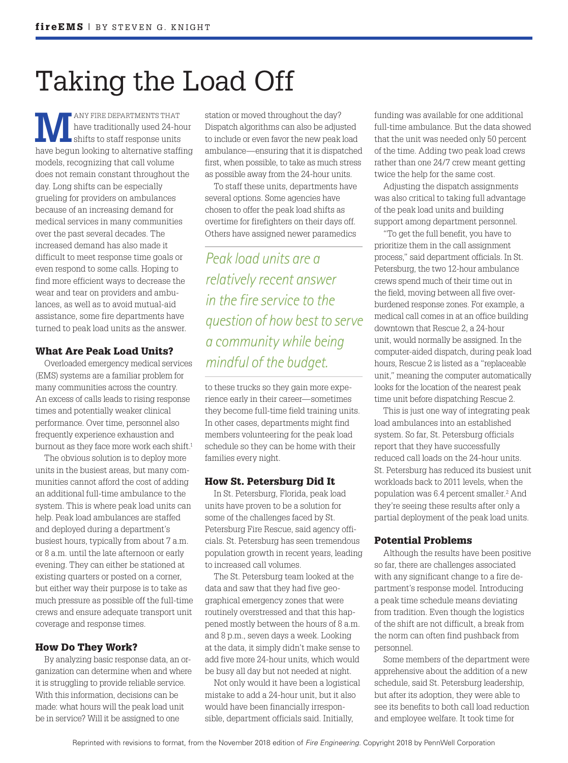# Taking the Load Off

MANY FIRE DEPARTMENTS THAT have traditionally used 24-hour shifts to staff response units have begun looking to alternative staffing models, recognizing that call volume does not remain constant throughout the day. Long shifts can be especially grueling for providers on ambulances because of an increasing demand for medical services in many communities over the past several decades. The increased demand has also made it difficult to meet response time goals or even respond to some calls. Hoping to find more efficient ways to decrease the wear and tear on providers and ambulances, as well as to avoid mutual-aid assistance, some fire departments have turned to peak load units as the answer.

## What Are Peak Load Units?

Overloaded emergency medical services (EMS) systems are a familiar problem for many communities across the country. An excess of calls leads to rising response times and potentially weaker clinical performance. Over time, personnel also frequently experience exhaustion and burnout as they face more work each shift.[1]

The obvious solution is to deploy more units in the busiest areas, but many communities cannot afford the cost of adding an additional full-time ambulance to the system. This is where peak load units can help. Peak load ambulances are staffed and deployed during a department's busiest hours, typically from about 7 a.m. or 8 a.m. until the late afternoon or early evening. They can either be stationed at existing quarters or posted on a corner, but either way their purpose is to take as much pressure as possible off the full-time crews and ensure adequate transport unit coverage and response times.

## How Do They Work?

By analyzing basic response data, an organization can determine when and where it is struggling to provide reliable service. With this information, decisions can be made: what hours will the peak load unit be in service? Will it be assigned to one station or moved throughout the day? Dispatch algorithms can also be adjusted to include or even favor the new peak load ambulance—ensuring that it is dispatched first, when possible, to take as much stress as possible away from the 24-hour units.

To staff these units, departments have several options. Some agencies have chosen to offer the peak load shifts as overtime for firefighters on their days off. Others have assigned newer paramedics to these trucks so they gain more experience early in their career—sometimes they become full-time field training units. In other cases, departments might find members volunteering for the peak load schedule so they can be home with their families every night.

*Peak load units are a relatively recent answer in the fire service to the question of how best to serve a community while being mindful of the budget.*

## How St. Petersburg Did It

In St. Petersburg, Florida, peak load units have proven to be a solution for some of the challenges faced by St. Petersburg Fire Rescue, said agency officials. St. Petersburg has seen tremendous population growth in recent years, leading to increased call volumes.

The St. Petersburg team looked at the data and saw that they had five geographical emergency zones that were routinely overstressed and that this happened mostly between the hours of 8 a.m. and 8 p.m., seven days a week. Looking at the data, it simply didn't make sense to add five more 24-hour units, which would be busy all day but not needed at night.

Not only would it have been a logistical mistake to add a 24-hour unit, but it also would have been financially irresponsible, department officials said. Initially, funding was available for one additional full-time ambulance. But the data showed that the unit was needed only 50 percent of the time. Adding two peak load crews rather than one 24/7 crew meant getting twice the help for the same cost.

Adjusting the dispatch assignments was also critical to taking full advantage of the peak load units and building support among department personnel.

"To get the full benefit, you have to prioritize them in the call assignment process," said department officials. In St. Petersburg, the two 12-hour ambulance crews spend much of their time out in the field, moving between all five overburdened response zones. For example, a medical call comes in at an office building downtown that Rescue 2, a 24-hour unit, would normally be assigned. In the computer-aided dispatch, during peak load hours, Rescue 2 is listed as a "replaceable unit," meaning the computer automatically looks for the location of the nearest peak time unit before dispatching Rescue 2.

This is just one way of integrating peak load ambulances into an established system. So far, St. Petersburg officials report that they have successfully reduced call loads on the 24-hour units. St. Petersburg has reduced its busiest unit workloads back to 2011 levels, when the population was 6.4 percent smaller.[2] And they're seeing these results after only a partial deployment of the peak load units.

## Potential Problems

Although the results have been positive so far, there are challenges associated with any significant change to a fire department's response model. Introducing a peak time schedule means deviating from tradition. Even though the logistics of the shift are not difficult, a break from the norm can often find pushback from personnel.

Some members of the department were apprehensive about the addition of a new schedule, said St. Petersburg leadership, but after its adoption, they were able to see its benefits to both call load reduction and employee welfare. It took time for

Reprinted with revisions to format, from the November 2018 edition of *Fire Engineering*. Copyright 2018 by PennWell Corporation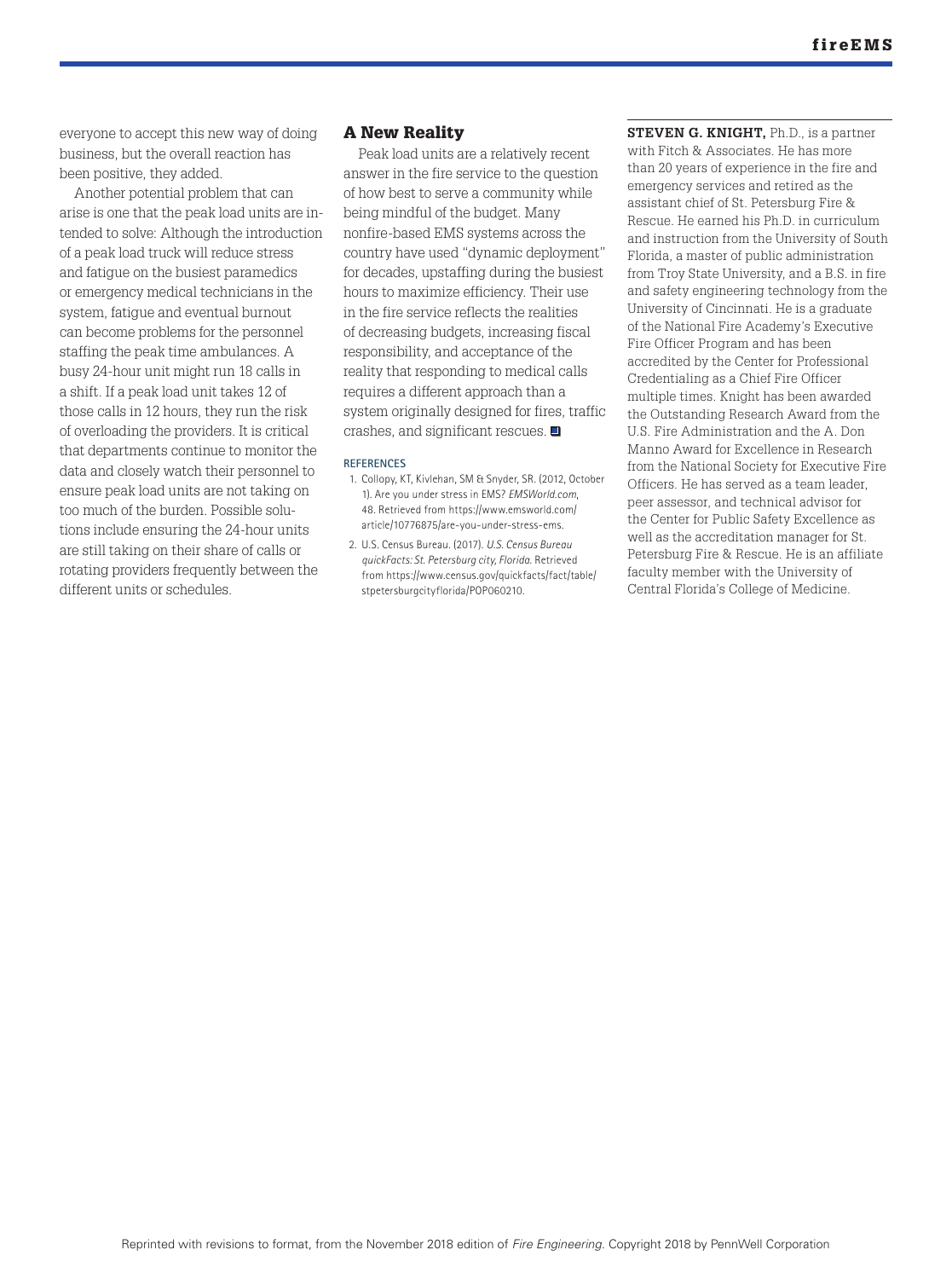everyone to accept this new way of doing business, but the overall reaction has been positive, they added.

Another potential problem that can arise is one that the peak load units are intended to solve: Although the introduction of a peak load truck will reduce stress and fatigue on the busiest paramedics or emergency medical technicians in the system, fatigue and eventual burnout can become problems for the personnel staffing the peak time ambulances. A busy 24-hour unit might run 18 calls in a shift. If a peak load unit takes 12 of those calls in 12 hours, they run the risk of overloading the providers. It is critical that departments continue to monitor the data and closely watch their personnel to ensure peak load units are not taking on too much of the burden. Possible solutions include ensuring the 24-hour units are still taking on their share of calls or rotating providers frequently between the different units or schedules.

## A New Reality

Peak load units are a relatively recent answer in the fire service to the question of how best to serve a community while being mindful of the budget. Many nonfire-based EMS systems across the country have used "dynamic deployment" for decades, upstaffing during the busiest hours to maximize efficiency. Their use in the fire service reflects the realities of decreasing budgets, increasing fiscal responsibility, and acceptance of the reality that responding to medical calls requires a different approach than a system originally designed for fires, traffic crashes, and significant rescues. ■

### REFERENCES

1. Collopy, KT, Kivlehan, SM & Snyder, SR. (2012, October 1). Are you under stress in EMS? *EMSWorld.com*, 48. Retrieved from https://www.emsworld.com/article/10776875/are-you-under-stress-ems.
2. U.S. Census Bureau. (2017). *U.S. Census Bureau quickFacts: St. Petersburg city, Florida.* Retrieved from https://www.census.gov/quickfacts/fact/table/stpetersburgcityflorida/POP060210.

**STEVEN G. KNIGHT,** Ph.D., is a partner with Fitch & Associates. He has more than 20 years of experience in the fire and emergency services and retired as the assistant chief of St. Petersburg Fire & Rescue. He earned his Ph.D. in curriculum and instruction from the University of South Florida, a master of public administration from Troy State University, and a B.S. in fire and safety engineering technology from the University of Cincinnati. He is a graduate of the National Fire Academy's Executive Fire Officer Program and has been accredited by the Center for Professional Credentialing as a Chief Fire Officer multiple times. Knight has been awarded the Outstanding Research Award from the U.S. Fire Administration and the A. Don Manno Award for Excellence in Research from the National Society for Executive Fire Officers. He has served as a team leader, peer assessor, and technical advisor for the Center for Public Safety Excellence as well as the accreditation manager for St. Petersburg Fire & Rescue. He is an affiliate faculty member with the University of Central Florida's College of Medicine.

Reprinted with revisions to format, from the November 2018 edition of *Fire Engineering*. Copyright 2018 by PennWell Corporation